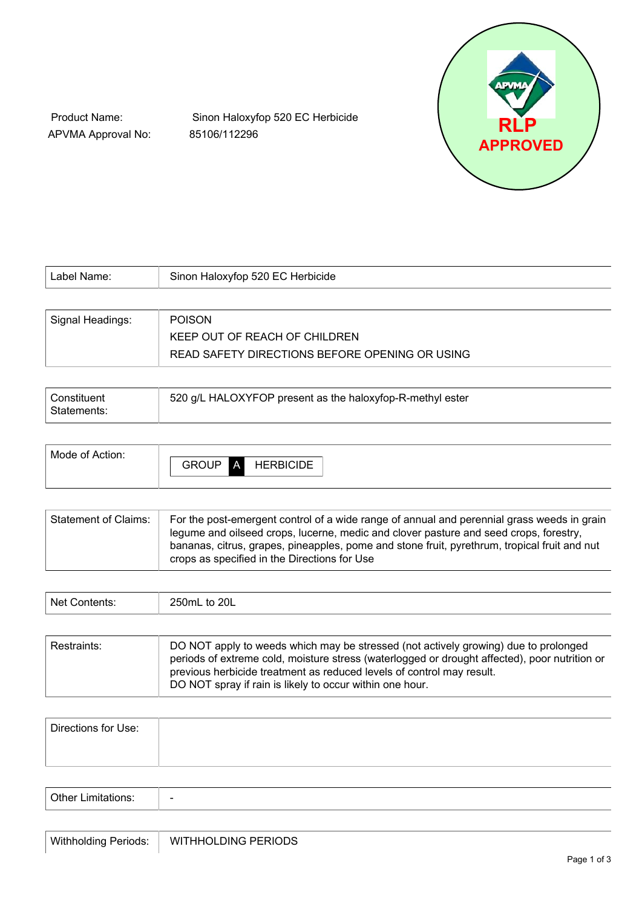| | |
|---|---|
| Product Name: | Sinon Haloxyfop 520 EC Herbicide |
| APVMA Approval No: | 85106/112296 |

RLP APPROVED

| | |
|---|---|
| Label Name: | Sinon Haloxyfop 520 EC Herbicide |
| Signal Headings: | POISON<br>KEEP OUT OF REACH OF CHILDREN<br>READ SAFETY DIRECTIONS BEFORE OPENING OR USING |
| Constituent Statements: | 520 g/L HALOXYFOP present as the haloxyfop-R-methyl ester |
| Mode of Action: | GROUP A HERBICIDE |
| Statement of Claims: | For the post-emergent control of a wide range of annual and perennial grass weeds in grain legume and oilseed crops, lucerne, medic and clover pasture and seed crops, forestry, bananas, citrus, grapes, pineapples, pome and stone fruit, pyrethrum, tropical fruit and nut crops as specified in the Directions for Use |
| Net Contents: | 250mL to 20L |
| Restraints: | DO NOT apply to weeds which may be stressed (not actively growing) due to prolonged periods of extreme cold, moisture stress (waterlogged or drought affected), poor nutrition or previous herbicide treatment as reduced levels of control may result.<br>DO NOT spray if rain is likely to occur within one hour. |
| Directions for Use: | |
| Other Limitations: | - |
| Withholding Periods: | WITHHOLDING PERIODS |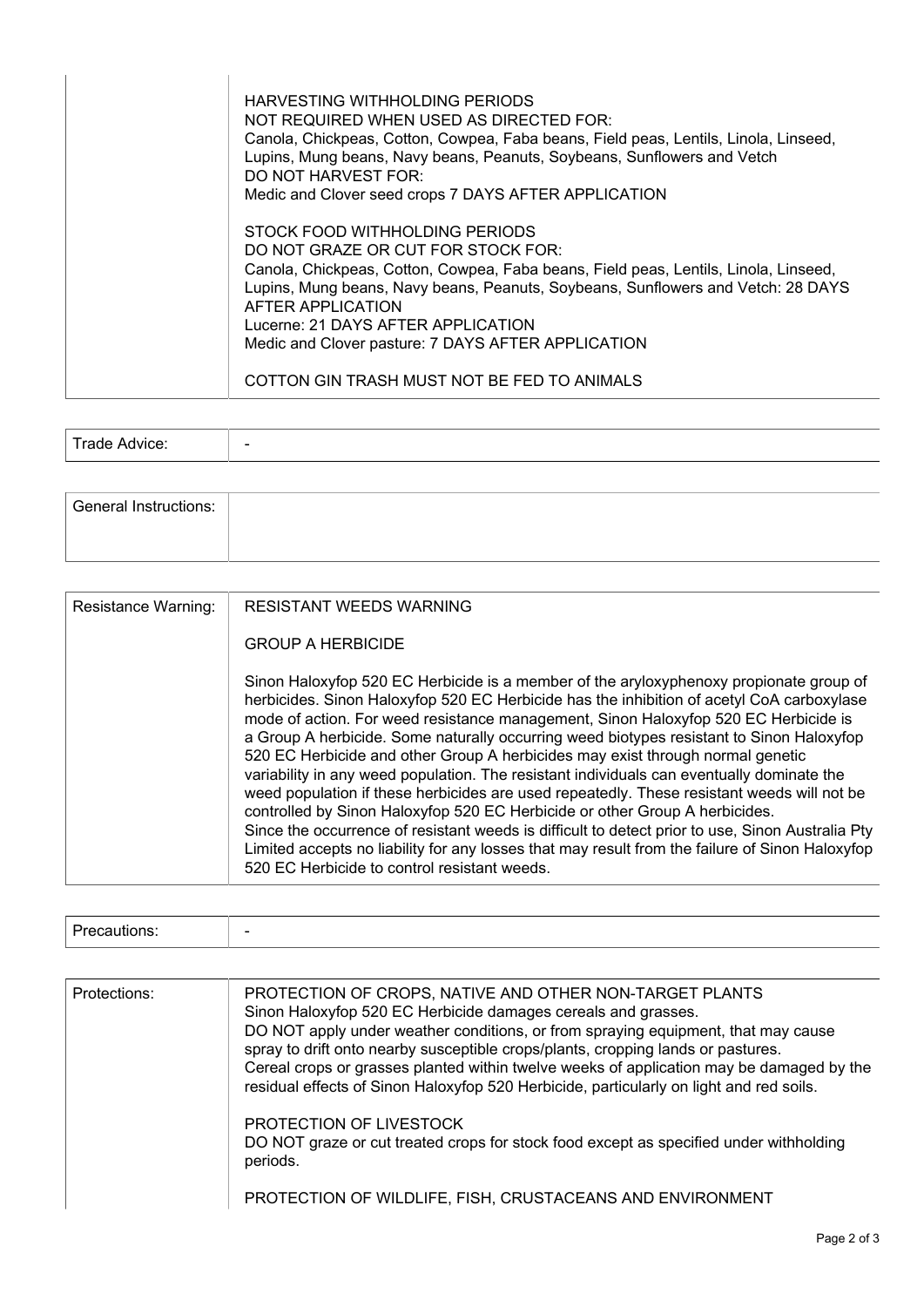| | |
|---|---|
| | HARVESTING WITHHOLDING PERIODS<br>NOT REQUIRED WHEN USED AS DIRECTED FOR:<br>Canola, Chickpeas, Cotton, Cowpea, Faba beans, Field peas, Lentils, Linola, Linseed, Lupins, Mung beans, Navy beans, Peanuts, Soybeans, Sunflowers and Vetch<br>DO NOT HARVEST FOR:<br>Medic and Clover seed crops 7 DAYS AFTER APPLICATION<br><br>STOCK FOOD WITHHOLDING PERIODS<br>DO NOT GRAZE OR CUT FOR STOCK FOR:<br>Canola, Chickpeas, Cotton, Cowpea, Faba beans, Field peas, Lentils, Linola, Linseed, Lupins, Mung beans, Navy beans, Peanuts, Soybeans, Sunflowers and Vetch: 28 DAYS AFTER APPLICATION<br>Lucerne: 21 DAYS AFTER APPLICATION<br>Medic and Clover pasture: 7 DAYS AFTER APPLICATION<br><br>COTTON GIN TRASH MUST NOT BE FED TO ANIMALS |

| | |
|---|---|
| Trade Advice: | - |

| | |
|---|---|
| General Instructions: | |

| | |
|---|---|
| Resistance Warning: | RESISTANT WEEDS WARNING<br><br>GROUP A HERBICIDE<br><br>Sinon Haloxyfop 520 EC Herbicide is a member of the aryloxyphenoxy propionate group of herbicides. Sinon Haloxyfop 520 EC Herbicide has the inhibition of acetyl CoA carboxylase mode of action. For weed resistance management, Sinon Haloxyfop 520 EC Herbicide is a Group A herbicide. Some naturally occurring weed biotypes resistant to Sinon Haloxyfop 520 EC Herbicide and other Group A herbicides may exist through normal genetic variability in any weed population. The resistant individuals can eventually dominate the weed population if these herbicides are used repeatedly. These resistant weeds will not be controlled by Sinon Haloxyfop 520 EC Herbicide or other Group A herbicides.<br>Since the occurrence of resistant weeds is difficult to detect prior to use, Sinon Australia Pty Limited accepts no liability for any losses that may result from the failure of Sinon Haloxyfop 520 EC Herbicide to control resistant weeds. |

| | |
|---|---|
| Precautions: | - |

| | |
|---|---|
| Protections: | PROTECTION OF CROPS, NATIVE AND OTHER NON-TARGET PLANTS<br>Sinon Haloxyfop 520 EC Herbicide damages cereals and grasses.<br>DO NOT apply under weather conditions, or from spraying equipment, that may cause spray to drift onto nearby susceptible crops/plants, cropping lands or pastures.<br>Cereal crops or grasses planted within twelve weeks of application may be damaged by the residual effects of Sinon Haloxyfop 520 Herbicide, particularly on light and red soils.<br><br>PROTECTION OF LIVESTOCK<br>DO NOT graze or cut treated crops for stock food except as specified under withholding periods.<br><br>PROTECTION OF WILDLIFE, FISH, CRUSTACEANS AND ENVIRONMENT |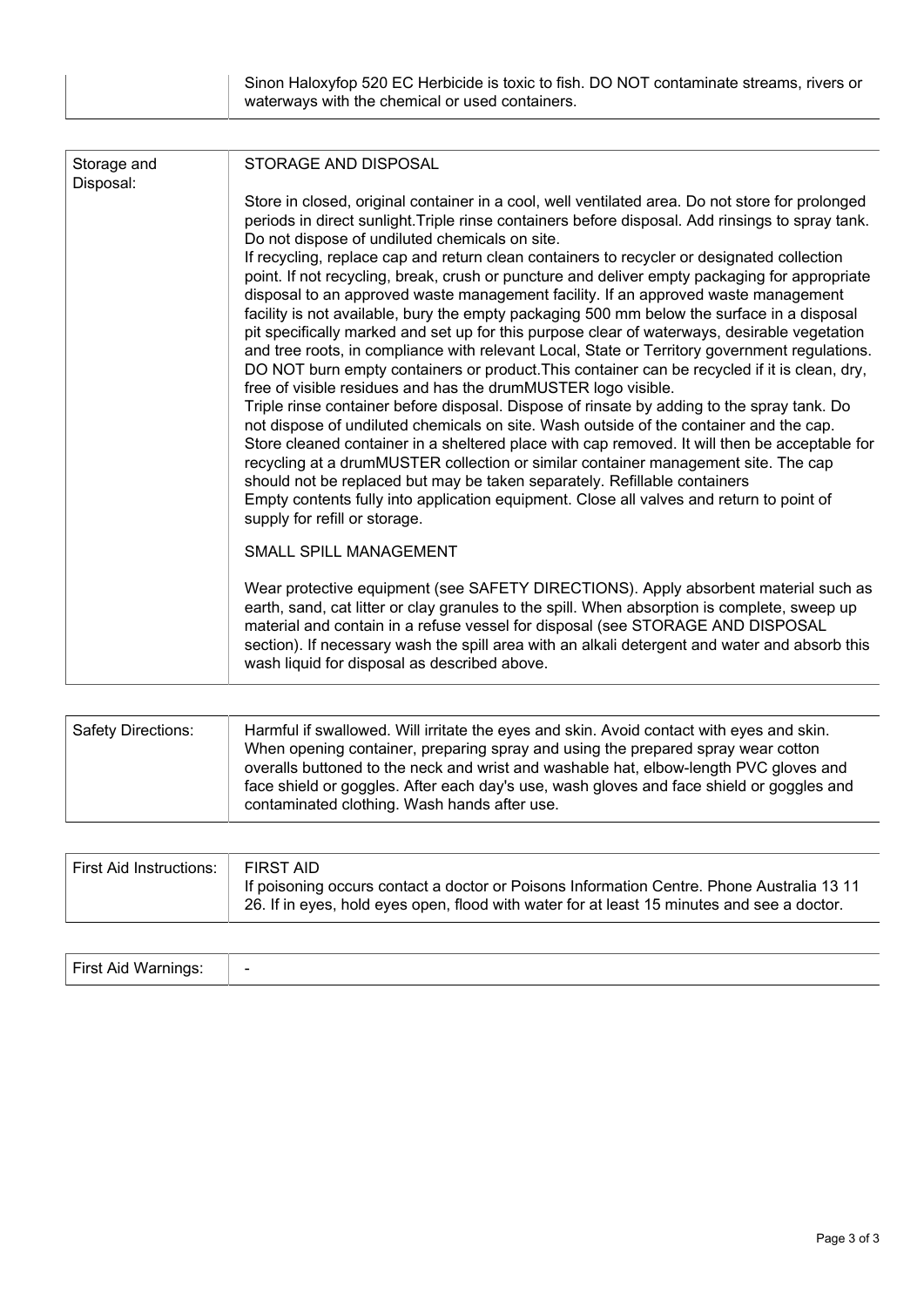| | |
|---|---|
| | Sinon Haloxyfop 520 EC Herbicide is toxic to fish. DO NOT contaminate streams, rivers or waterways with the chemical or used containers. |

| | |
|---|---|
| Storage and Disposal: | STORAGE AND DISPOSAL<br><br>Store in closed, original container in a cool, well ventilated area. Do not store for prolonged periods in direct sunlight.Triple rinse containers before disposal. Add rinsings to spray tank. Do not dispose of undiluted chemicals on site.<br>If recycling, replace cap and return clean containers to recycler or designated collection point. If not recycling, break, crush or puncture and deliver empty packaging for appropriate disposal to an approved waste management facility. If an approved waste management facility is not available, bury the empty packaging 500 mm below the surface in a disposal pit specifically marked and set up for this purpose clear of waterways, desirable vegetation and tree roots, in compliance with relevant Local, State or Territory government regulations. DO NOT burn empty containers or product.This container can be recycled if it is clean, dry, free of visible residues and has the drumMUSTER logo visible.<br>Triple rinse container before disposal. Dispose of rinsate by adding to the spray tank. Do not dispose of undiluted chemicals on site. Wash outside of the container and the cap. Store cleaned container in a sheltered place with cap removed. It will then be acceptable for recycling at a drumMUSTER collection or similar container management site. The cap should not be replaced but may be taken separately. Refillable containers<br>Empty contents fully into application equipment. Close all valves and return to point of supply for refill or storage.<br><br>SMALL SPILL MANAGEMENT<br><br>Wear protective equipment (see SAFETY DIRECTIONS). Apply absorbent material such as earth, sand, cat litter or clay granules to the spill. When absorption is complete, sweep up material and contain in a refuse vessel for disposal (see STORAGE AND DISPOSAL section). If necessary wash the spill area with an alkali detergent and water and absorb this wash liquid for disposal as described above. |

| | |
|---|---|
| Safety Directions: | Harmful if swallowed. Will irritate the eyes and skin. Avoid contact with eyes and skin. When opening container, preparing spray and using the prepared spray wear cotton overalls buttoned to the neck and wrist and washable hat, elbow-length PVC gloves and face shield or goggles. After each day's use, wash gloves and face shield or goggles and contaminated clothing. Wash hands after use. |

| | |
|---|---|
| First Aid Instructions: | FIRST AID<br>If poisoning occurs contact a doctor or Poisons Information Centre. Phone Australia 13 11 26. If in eyes, hold eyes open, flood with water for at least 15 minutes and see a doctor. |

| | |
|---|---|
| First Aid Warnings: | - |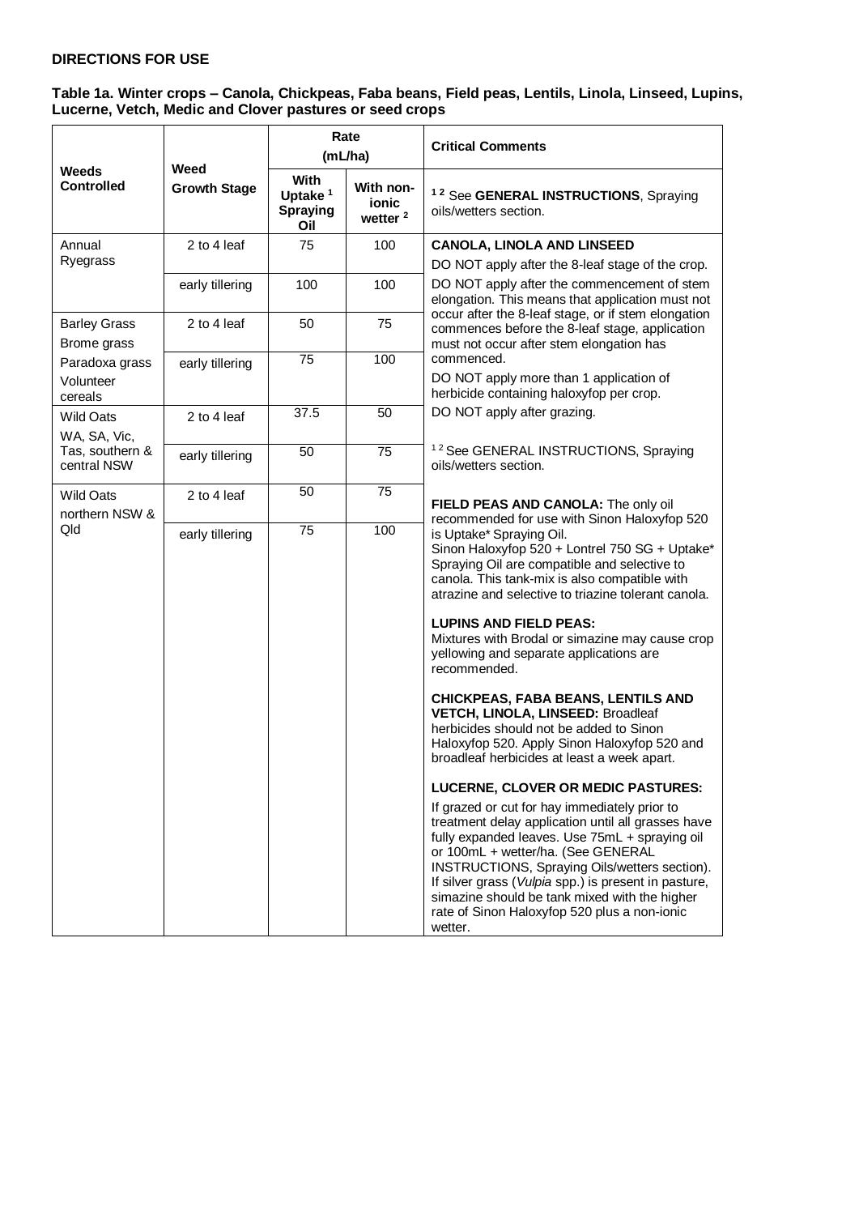## DIRECTIONS FOR USE

**Table 1a. Winter crops – Canola, Chickpeas, Faba beans, Field peas, Lentils, Linola, Linseed, Lupins, Lucerne, Vetch, Medic and Clover pastures or seed crops**

| Weeds Controlled | Weed Growth Stage | Rate (mL/ha) | | Critical Comments |
|---|---|---|---|---|
| | | With Uptake [1] Spraying Oil | With non-ionic wetter [2] | [1] [2] See **GENERAL INSTRUCTIONS**, Spraying oils/wetters section. |
| Annual Ryegrass | 2 to 4 leaf | 75 | 100 | **CANOLA, LINOLA AND LINSEED**<br>DO NOT apply after the 8-leaf stage of the crop.<br>DO NOT apply after the commencement of stem elongation. This means that application must not occur after the 8-leaf stage, or if stem elongation commences before the 8-leaf stage, application must not occur after stem elongation has commenced.<br>DO NOT apply more than 1 application of herbicide containing haloxyfop per crop.<br>DO NOT apply after grazing.<br><br>[1] [2] See GENERAL INSTRUCTIONS, Spraying oils/wetters section.<br><br>**FIELD PEAS AND CANOLA:** The only oil recommended for use with Sinon Haloxyfop 520 is Uptake* Spraying Oil.<br>Sinon Haloxyfop 520 + Lontrel 750 SG + Uptake* Spraying Oil are compatible and selective to canola. This tank-mix is also compatible with atrazine and selective to triazine tolerant canola.<br><br>**LUPINS AND FIELD PEAS:**<br>Mixtures with Brodal or simazine may cause crop yellowing and separate applications are recommended.<br><br>**CHICKPEAS, FABA BEANS, LENTILS AND VETCH, LINOLA, LINSEED:** Broadleaf herbicides should not be added to Sinon Haloxyfop 520. Apply Sinon Haloxyfop 520 and broadleaf herbicides at least a week apart.<br><br>**LUCERNE, CLOVER OR MEDIC PASTURES:**<br>If grazed or cut for hay immediately prior to treatment delay application until all grasses have fully expanded leaves. Use 75mL + spraying oil or 100mL + wetter/ha. (See GENERAL INSTRUCTIONS, Spraying Oils/wetters section).<br>If silver grass (*Vulpia* spp.) is present in pasture, simazine should be tank mixed with the higher rate of Sinon Haloxyfop 520 plus a non-ionic wetter. |
| | early tillering | 100 | 100 | |
| Barley Grass<br>Brome grass<br>Paradoxa grass<br>Volunteer cereals | 2 to 4 leaf | 50 | 75 | |
| | early tillering | 75 | 100 | |
| Wild Oats<br>WA, SA, Vic, Tas, southern & central NSW | 2 to 4 leaf | 37.5 | 50 | |
| | early tillering | 50 | 75 | |
| Wild Oats<br>northern NSW & Qld | 2 to 4 leaf | 50 | 75 | |
| | early tillering | 75 | 100 | |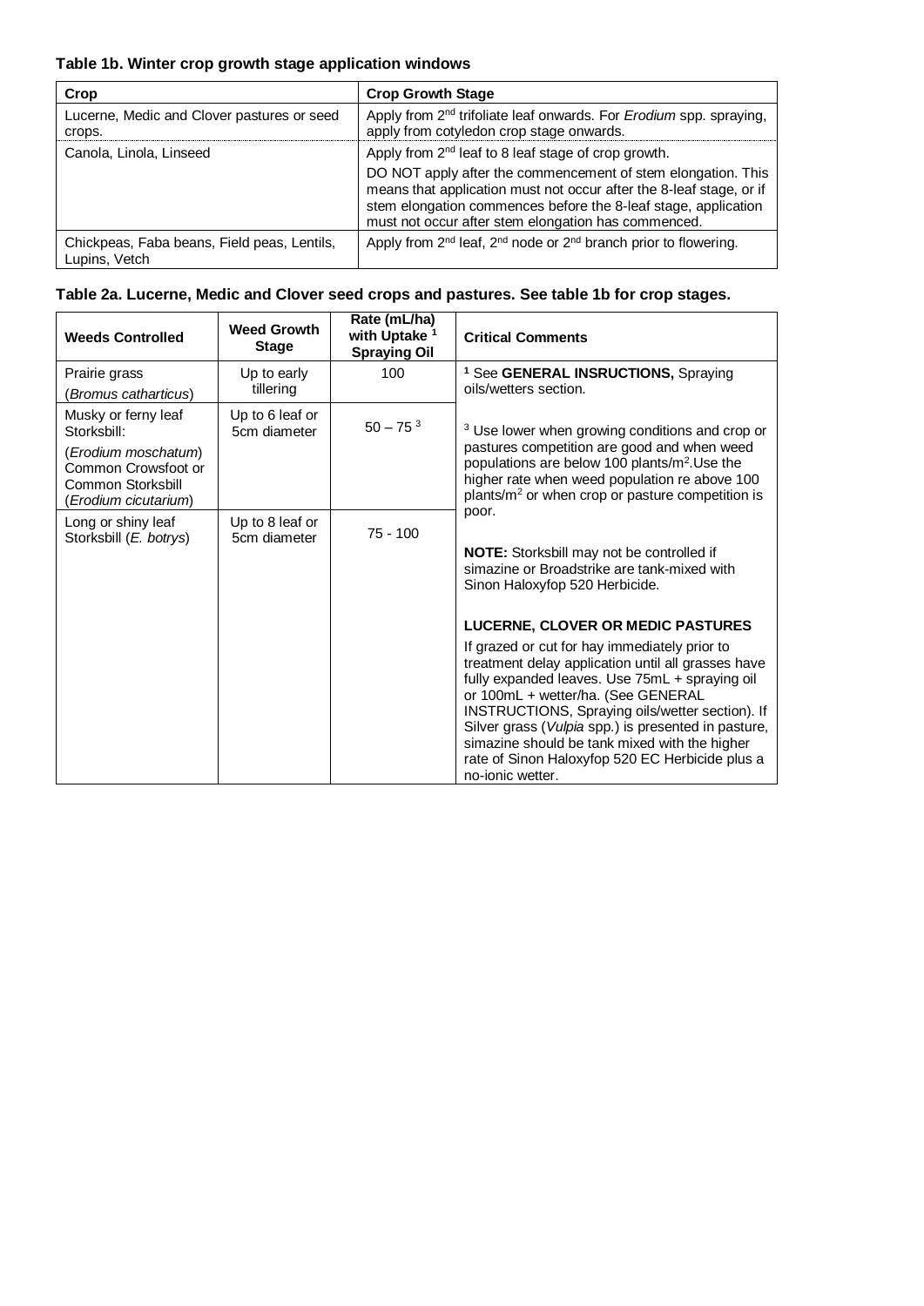**Table 1b. Winter crop growth stage application windows**

| Crop | Crop Growth Stage |
|---|---|
| Lucerne, Medic and Clover pastures or seed crops. | Apply from 2nd trifoliate leaf onwards. For *Erodium* spp. spraying, apply from cotyledon crop stage onwards. |
| Canola, Linola, Linseed | Apply from 2nd leaf to 8 leaf stage of crop growth.<br>DO NOT apply after the commencement of stem elongation. This means that application must not occur after the 8-leaf stage, or if stem elongation commences before the 8-leaf stage, application must not occur after stem elongation has commenced. |
| Chickpeas, Faba beans, Field peas, Lentils, Lupins, Vetch | Apply from 2nd leaf, 2nd node or 2nd branch prior to flowering. |

**Table 2a. Lucerne, Medic and Clover seed crops and pastures. See table 1b for crop stages.**

| Weeds Controlled | Weed Growth Stage | Rate (mL/ha) with Uptake [1] Spraying Oil | Critical Comments |
|---|---|---|---|
| Prairie grass (*Bromus catharticus*) | Up to early tillering | 100 | [1] See **GENERAL INSRUCTIONS,** Spraying oils/wetters section.<br><br>[3] Use lower when growing conditions and crop or pastures competition are good and when weed populations are below 100 plants/m$^2$.Use the higher rate when weed population re above 100 plants/m$^2$ or when crop or pasture competition is poor.<br><br>**NOTE:** Storksbill may not be controlled if simazine or Broadstrike are tank-mixed with Sinon Haloxyfop 520 Herbicide.<br><br>**LUCERNE, CLOVER OR MEDIC PASTURES**<br>If grazed or cut for hay immediately prior to treatment delay application until all grasses have fully expanded leaves. Use 75mL + spraying oil or 100mL + wetter/ha. (See GENERAL INSTRUCTIONS, Spraying oils/wetter section). If Silver grass (*Vulpia* spp.) is presented in pasture, simazine should be tank mixed with the higher rate of Sinon Haloxyfop 520 EC Herbicide plus a no-ionic wetter. |
| Musky or ferny leaf Storksbill: (*Erodium moschatum*) Common Crowsfoot or Common Storksbill (*Erodium cicutarium*) | Up to 6 leaf or 5cm diameter | 50 – 75 [3] | |
| Long or shiny leaf Storksbill (*E. botrys*) | Up to 8 leaf or 5cm diameter | 75 - 100 | |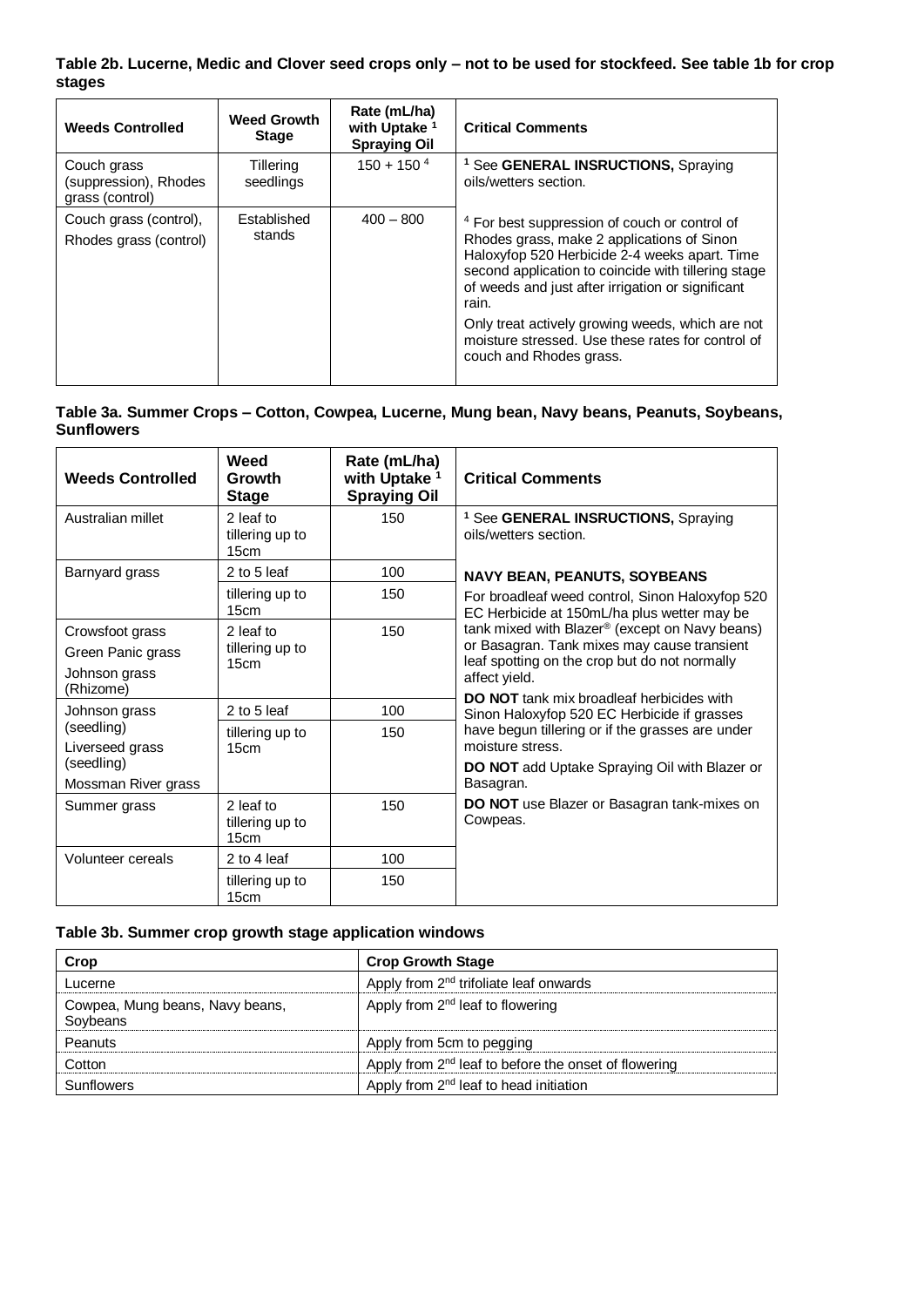**Table 2b. Lucerne, Medic and Clover seed crops only – not to be used for stockfeed. See table 1b for crop stages**

| Weeds Controlled | Weed Growth Stage | Rate (mL/ha) with Uptake [1] Spraying Oil | Critical Comments |
|---|---|---|---|
| Couch grass (suppression), Rhodes grass (control) | Tillering seedlings | 150 + 150 [4] | [1] See **GENERAL INSRUCTIONS,** Spraying oils/wetters section. |
| Couch grass (control), Rhodes grass (control) | Established stands | 400 – 800 | [4] For best suppression of couch or control of Rhodes grass, make 2 applications of Sinon Haloxyfop 520 Herbicide 2-4 weeks apart. Time second application to coincide with tillering stage of weeds and just after irrigation or significant rain. Only treat actively growing weeds, which are not moisture stressed. Use these rates for control of couch and Rhodes grass. |

**Table 3a. Summer Crops – Cotton, Cowpea, Lucerne, Mung bean, Navy beans, Peanuts, Soybeans, Sunflowers**

| Weeds Controlled | Weed Growth Stage | Rate (mL/ha) with Uptake [1] Spraying Oil | Critical Comments |
|---|---|---|---|
| Australian millet | 2 leaf to tillering up to 15cm | 150 | [1] See **GENERAL INSRUCTIONS,** Spraying oils/wetters section. |
| Barnyard grass | 2 to 5 leaf | 100 | **NAVY BEAN, PEANUTS, SOYBEANS** For broadleaf weed control, Sinon Haloxyfop 520 EC Herbicide at 150mL/ha plus wetter may be tank mixed with Blazer® (except on Navy beans) or Basagran. Tank mixes may cause transient leaf spotting on the crop but do not normally affect yield. **DO NOT** tank mix broadleaf herbicides with Sinon Haloxyfop 520 EC Herbicide if grasses have begun tillering or if the grasses are under moisture stress. **DO NOT** add Uptake Spraying Oil with Blazer or Basagran. **DO NOT** use Blazer or Basagran tank-mixes on Cowpeas. |
| | tillering up to 15cm | 150 | |
| Crowsfoot grass, Green Panic grass, Johnson grass (Rhizome) | 2 leaf to tillering up to 15cm | 150 | |
| Johnson grass (seedling), Liverseed grass (seedling), Mossman River grass | 2 to 5 leaf | 100 | |
| | tillering up to 15cm | 150 | |
| Summer grass | 2 leaf to tillering up to 15cm | 150 | |
| Volunteer cereals | 2 to 4 leaf | 100 | |
| | tillering up to 15cm | 150 | |

**Table 3b. Summer crop growth stage application windows**

| Crop | Crop Growth Stage |
|---|---|
| Lucerne | Apply from 2nd trifoliate leaf onwards |
| Cowpea, Mung beans, Navy beans, Soybeans | Apply from 2nd leaf to flowering |
| Peanuts | Apply from 5cm to pegging |
| Cotton | Apply from 2nd leaf to before the onset of flowering |
| Sunflowers | Apply from 2nd leaf to head initiation |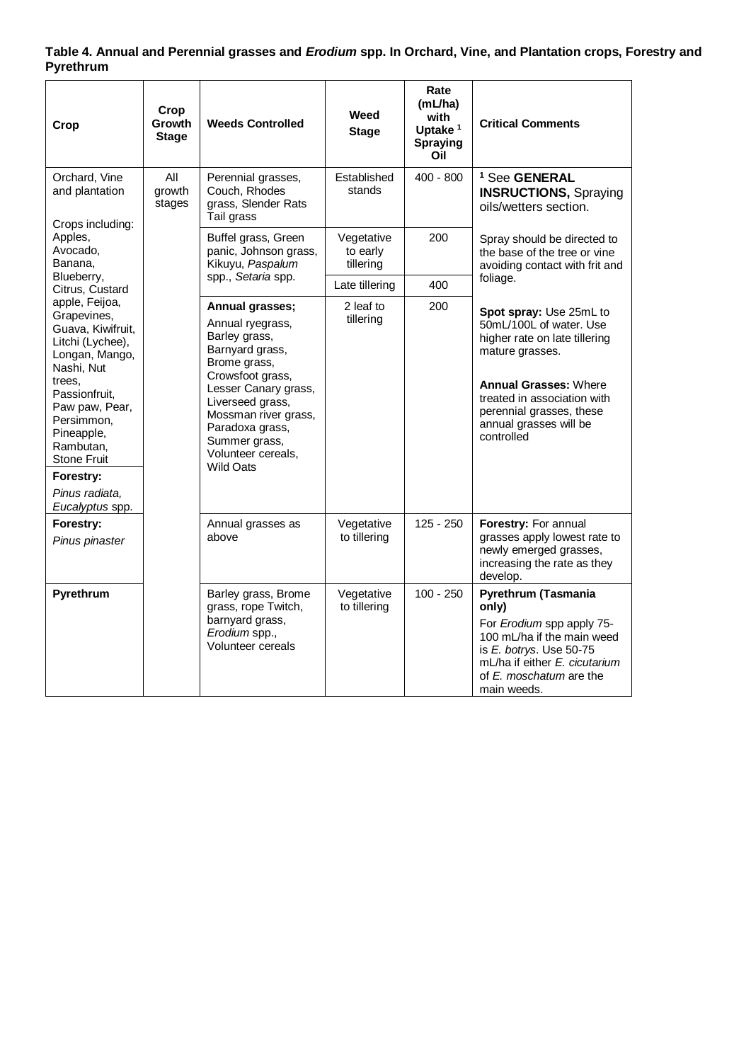**Table 4. Annual and Perennial grasses and *Erodium* spp. In Orchard, Vine, and Plantation crops, Forestry and Pyrethrum**

| Crop | Crop Growth Stage | Weeds Controlled | Weed Stage | Rate (mL/ha) with Uptake [1] Spraying Oil | Critical Comments |
|---|---|---|---|---|---|
| Orchard, Vine and plantation<br><br>Crops including: Apples, Avocado, Banana, Blueberry, Citrus, Custard apple, Feijoa, Grapevines, Guava, Kiwifruit, Litchi (Lychee), Longan, Mango, Nashi, Nut trees, Passionfruit, Paw paw, Pear, Persimmon, Pineapple, Rambutan, Stone Fruit<br><br>**Forestry:**<br>*Pinus radiata, Eucalyptus* spp. | All growth stages | Perennial grasses, Couch, Rhodes grass, Slender Rats Tail grass | Established stands | 400 - 800 | [1] See **GENERAL INSRUCTIONS,** Spraying oils/wetters section.<br><br>Spray should be directed to the base of the tree or vine avoiding contact with frit and foliage.<br><br>**Spot spray:** Use 25mL to 50mL/100L of water. Use higher rate on late tillering mature grasses.<br><br>**Annual Grasses:** Where treated in association with perennial grasses, these annual grasses will be controlled |
| | | Buffel grass, Green panic, Johnson grass, Kikuyu, *Paspalum* spp., *Setaria* spp. | Vegetative to early tillering | 200 | |
| | | | Late tillering | 400 | |
| | | **Annual grasses;**<br>Annual ryegrass, Barley grass, Barnyard grass, Brome grass, Crowsfoot grass, Lesser Canary grass, Liverseed grass, Mossman river grass, Paradoxa grass, Summer grass, Volunteer cereals, Wild Oats | 2 leaf to tillering | 200 | |
| **Forestry:**<br>*Pinus pinaster* | | Annual grasses as above | Vegetative to tillering | 125 - 250 | **Forestry:** For annual grasses apply lowest rate to newly emerged grasses, increasing the rate as they develop. |
| **Pyrethrum** | | Barley grass, Brome grass, rope Twitch, barnyard grass, *Erodium* spp., Volunteer cereals | Vegetative to tillering | 100 - 250 | **Pyrethrum (Tasmania only)**<br>For *Erodium* spp apply 75-100 mL/ha if the main weed is *E. botrys*. Use 50-75 mL/ha if either *E. cicutarium* of *E. moschatum* are the main weeds. |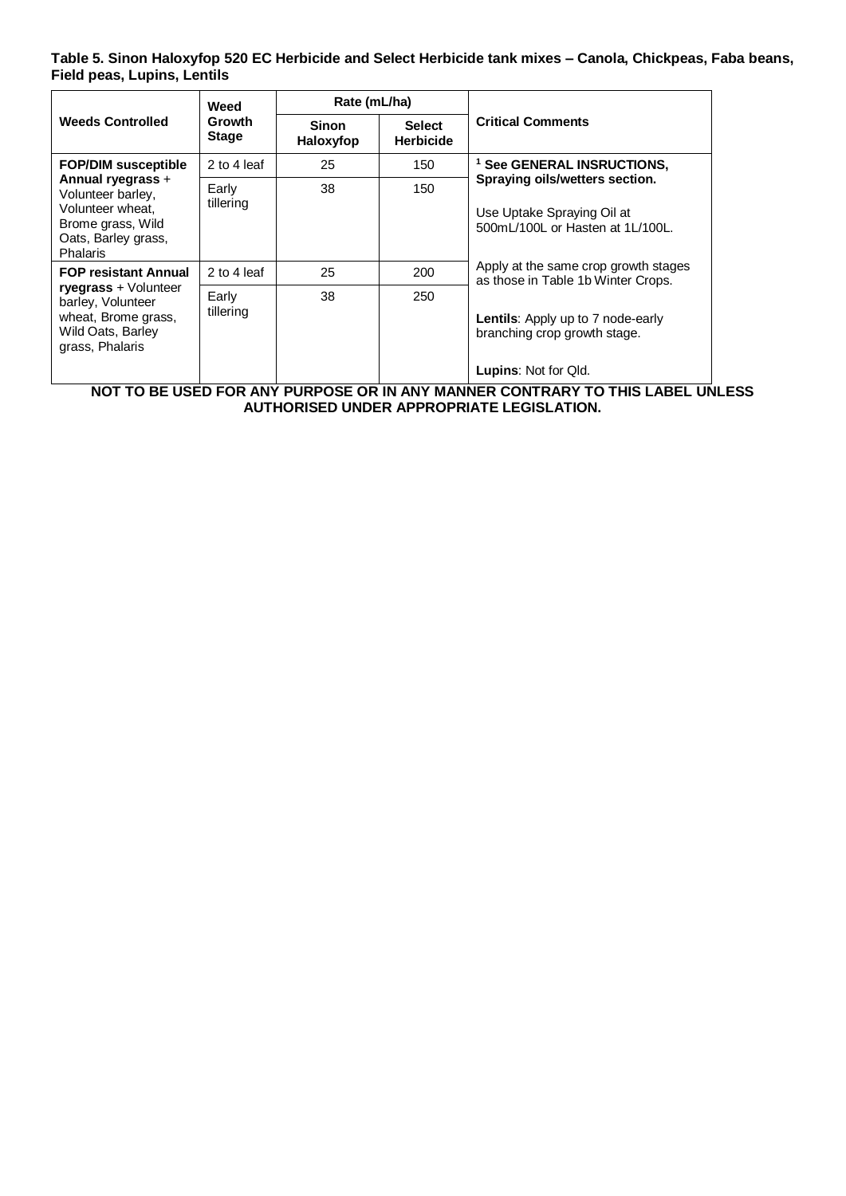**Table 5. Sinon Haloxyfop 520 EC Herbicide and Select Herbicide tank mixes – Canola, Chickpeas, Faba beans, Field peas, Lupins, Lentils**

| Weeds Controlled | Weed Growth Stage | Rate (mL/ha) | | Critical Comments |
|---|---|---|---|---|
| | | Sinon Haloxyfop | Select Herbicide | |
| **FOP/DIM susceptible Annual ryegrass** + Volunteer barley, Volunteer wheat, Brome grass, Wild Oats, Barley grass, Phalaris | 2 to 4 leaf | 25 | 150 | [1] **See GENERAL INSRUCTIONS, Spraying oils/wetters section.**<br><br>Use Uptake Spraying Oil at 500mL/100L or Hasten at 1L/100L.<br><br>Apply at the same crop growth stages as those in Table 1b Winter Crops.<br><br>**Lentils**: Apply up to 7 node-early branching crop growth stage.<br><br>**Lupins**: Not for Qld. |
| | Early tillering | 38 | 150 | |
| **FOP resistant Annual ryegrass** + Volunteer barley, Volunteer wheat, Brome grass, Wild Oats, Barley grass, Phalaris | 2 to 4 leaf | 25 | 200 | |
| | Early tillering | 38 | 250 | |

**NOT TO BE USED FOR ANY PURPOSE OR IN ANY MANNER CONTRARY TO THIS LABEL UNLESS AUTHORISED UNDER APPROPRIATE LEGISLATION.**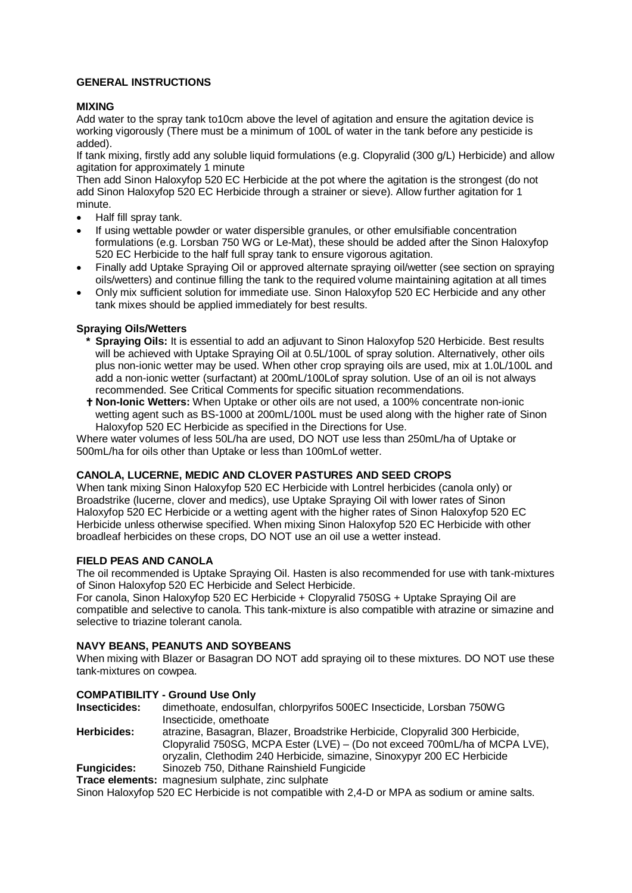## GENERAL INSTRUCTIONS

### MIXING

Add water to the spray tank to10cm above the level of agitation and ensure the agitation device is working vigorously (There must be a minimum of 100L of water in the tank before any pesticide is added).

If tank mixing, firstly add any soluble liquid formulations (e.g. Clopyralid (300 g/L) Herbicide) and allow agitation for approximately 1 minute

Then add Sinon Haloxyfop 520 EC Herbicide at the pot where the agitation is the strongest (do not add Sinon Haloxyfop 520 EC Herbicide through a strainer or sieve). Allow further agitation for 1 minute.

- Half fill spray tank.
- If using wettable powder or water dispersible granules, or other emulsifiable concentration formulations (e.g. Lorsban 750 WG or Le-Mat), these should be added after the Sinon Haloxyfop 520 EC Herbicide to the half full spray tank to ensure vigorous agitation.
- Finally add Uptake Spraying Oil or approved alternate spraying oil/wetter (see section on spraying oils/wetters) and continue filling the tank to the required volume maintaining agitation at all times
- Only mix sufficient solution for immediate use. Sinon Haloxyfop 520 EC Herbicide and any other tank mixes should be applied immediately for best results.

### Spraying Oils/Wetters

- **\* Spraying Oils:** It is essential to add an adjuvant to Sinon Haloxyfop 520 Herbicide. Best results will be achieved with Uptake Spraying Oil at 0.5L/100L of spray solution. Alternatively, other oils plus non-ionic wetter may be used. When other crop spraying oils are used, mix at 1.0L/100L and add a non-ionic wetter (surfactant) at 200mL/100Lof spray solution. Use of an oil is not always recommended. See Critical Comments for specific situation recommendations.
- **† Non-Ionic Wetters:** When Uptake or other oils are not used, a 100% concentrate non-ionic wetting agent such as BS-1000 at 200mL/100L must be used along with the higher rate of Sinon Haloxyfop 520 EC Herbicide as specified in the Directions for Use.

Where water volumes of less 50L/ha are used, DO NOT use less than 250mL/ha of Uptake or 500mL/ha for oils other than Uptake or less than 100mLof wetter.

### CANOLA, LUCERNE, MEDIC AND CLOVER PASTURES AND SEED CROPS

When tank mixing Sinon Haloxyfop 520 EC Herbicide with Lontrel herbicides (canola only) or Broadstrike (lucerne, clover and medics), use Uptake Spraying Oil with lower rates of Sinon Haloxyfop 520 EC Herbicide or a wetting agent with the higher rates of Sinon Haloxyfop 520 EC Herbicide unless otherwise specified. When mixing Sinon Haloxyfop 520 EC Herbicide with other broadleaf herbicides on these crops, DO NOT use an oil use a wetter instead.

### FIELD PEAS AND CANOLA

The oil recommended is Uptake Spraying Oil. Hasten is also recommended for use with tank-mixtures of Sinon Haloxyfop 520 EC Herbicide and Select Herbicide.

For canola, Sinon Haloxyfop 520 EC Herbicide + Clopyralid 750SG + Uptake Spraying Oil are compatible and selective to canola. This tank-mixture is also compatible with atrazine or simazine and selective to triazine tolerant canola.

### NAVY BEANS, PEANUTS AND SOYBEANS

When mixing with Blazer or Basagran DO NOT add spraying oil to these mixtures. DO NOT use these tank-mixtures on cowpea.

### COMPATIBILITY - Ground Use Only

**Insecticides:** dimethoate, endosulfan, chlorpyrifos 500EC Insecticide, Lorsban 750WG Insecticide, omethoate

**Herbicides:** atrazine, Basagran, Blazer, Broadstrike Herbicide, Clopyralid 300 Herbicide, Clopyralid 750SG, MCPA Ester (LVE) – (Do not exceed 700mL/ha of MCPA LVE), oryzalin, Clethodim 240 Herbicide, simazine, Sinoxypyr 200 EC Herbicide

**Fungicides:** Sinozeb 750, Dithane Rainshield Fungicide

**Trace elements:** magnesium sulphate, zinc sulphate

Sinon Haloxyfop 520 EC Herbicide is not compatible with 2,4-D or MPA as sodium or amine salts.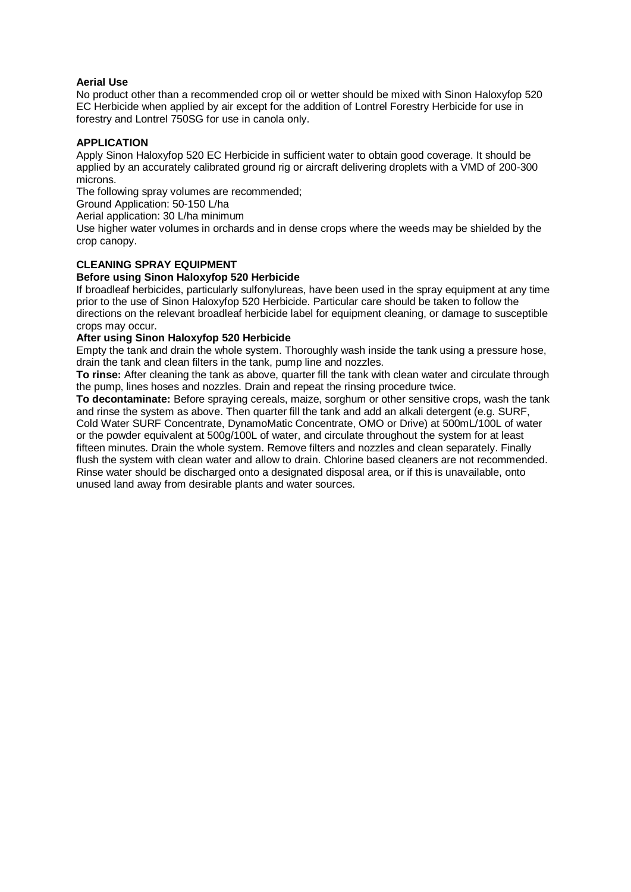**Aerial Use**

No product other than a recommended crop oil or wetter should be mixed with Sinon Haloxyfop 520 EC Herbicide when applied by air except for the addition of Lontrel Forestry Herbicide for use in forestry and Lontrel 750SG for use in canola only.

**APPLICATION**

Apply Sinon Haloxyfop 520 EC Herbicide in sufficient water to obtain good coverage. It should be applied by an accurately calibrated ground rig or aircraft delivering droplets with a VMD of 200-300 microns.

The following spray volumes are recommended;

Ground Application: 50-150 L/ha

Aerial application: 30 L/ha minimum

Use higher water volumes in orchards and in dense crops where the weeds may be shielded by the crop canopy.

**CLEANING SPRAY EQUIPMENT**

**Before using Sinon Haloxyfop 520 Herbicide**

If broadleaf herbicides, particularly sulfonylureas, have been used in the spray equipment at any time prior to the use of Sinon Haloxyfop 520 Herbicide. Particular care should be taken to follow the directions on the relevant broadleaf herbicide label for equipment cleaning, or damage to susceptible crops may occur.

**After using Sinon Haloxyfop 520 Herbicide**

Empty the tank and drain the whole system. Thoroughly wash inside the tank using a pressure hose, drain the tank and clean filters in the tank, pump line and nozzles.

**To rinse:** After cleaning the tank as above, quarter fill the tank with clean water and circulate through the pump, lines hoses and nozzles. Drain and repeat the rinsing procedure twice.

**To decontaminate:** Before spraying cereals, maize, sorghum or other sensitive crops, wash the tank and rinse the system as above. Then quarter fill the tank and add an alkali detergent (e.g. SURF, Cold Water SURF Concentrate, DynamoMatic Concentrate, OMO or Drive) at 500mL/100L of water or the powder equivalent at 500g/100L of water, and circulate throughout the system for at least fifteen minutes. Drain the whole system. Remove filters and nozzles and clean separately. Finally flush the system with clean water and allow to drain. Chlorine based cleaners are not recommended. Rinse water should be discharged onto a designated disposal area, or if this is unavailable, onto unused land away from desirable plants and water sources.